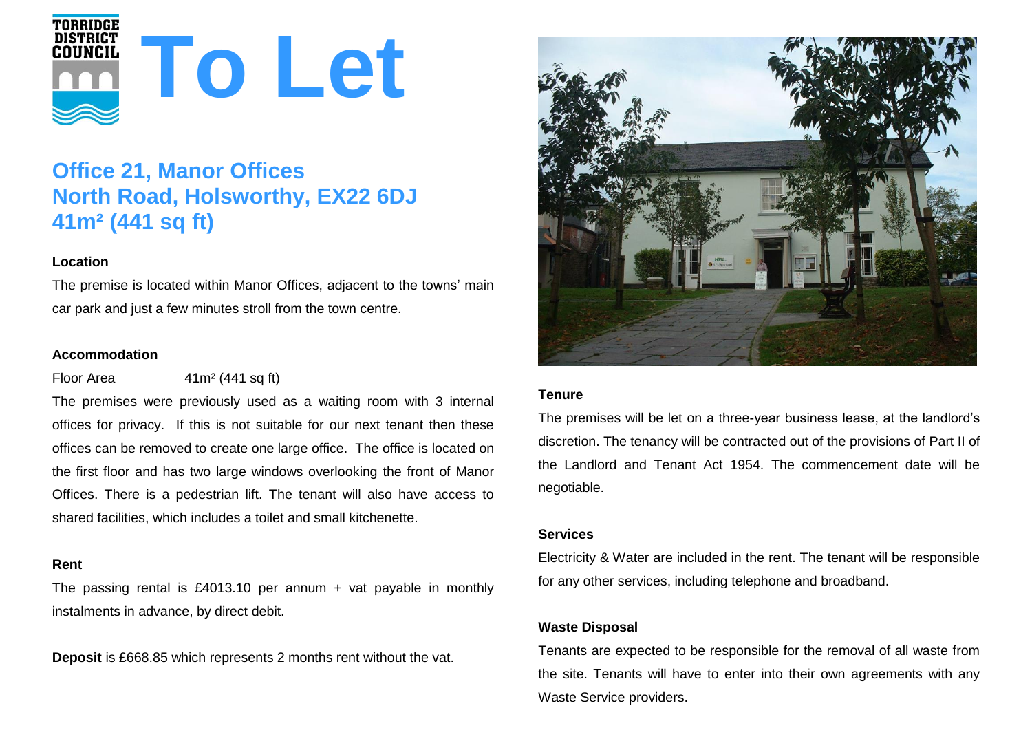# To Let

## Office 21, Manor Offices
## North Road, Holsworthy, EX22 6DJ
## 41m² (441 sq ft)

### Location

The premise is located within Manor Offices, adjacent to the towns' main car park and just a few minutes stroll from the town centre.

### Accommodation

Floor Area 41m² (441 sq ft)

The premises were previously used as a waiting room with 3 internal offices for privacy. If this is not suitable for our next tenant then these offices can be removed to create one large office. The office is located on the first floor and has two large windows overlooking the front of Manor Offices. There is a pedestrian lift. The tenant will also have access to shared facilities, which includes a toilet and small kitchenette.

### Rent

The passing rental is £4013.10 per annum + vat payable in monthly instalments in advance, by direct debit.

**Deposit** is £668.85 which represents 2 months rent without the vat.

### Tenure

The premises will be let on a three-year business lease, at the landlord's discretion. The tenancy will be contracted out of the provisions of Part II of the Landlord and Tenant Act 1954. The commencement date will be negotiable.

### Services

Electricity & Water are included in the rent. The tenant will be responsible for any other services, including telephone and broadband.

### Waste Disposal

Tenants are expected to be responsible for the removal of all waste from the site. Tenants will have to enter into their own agreements with any Waste Service providers.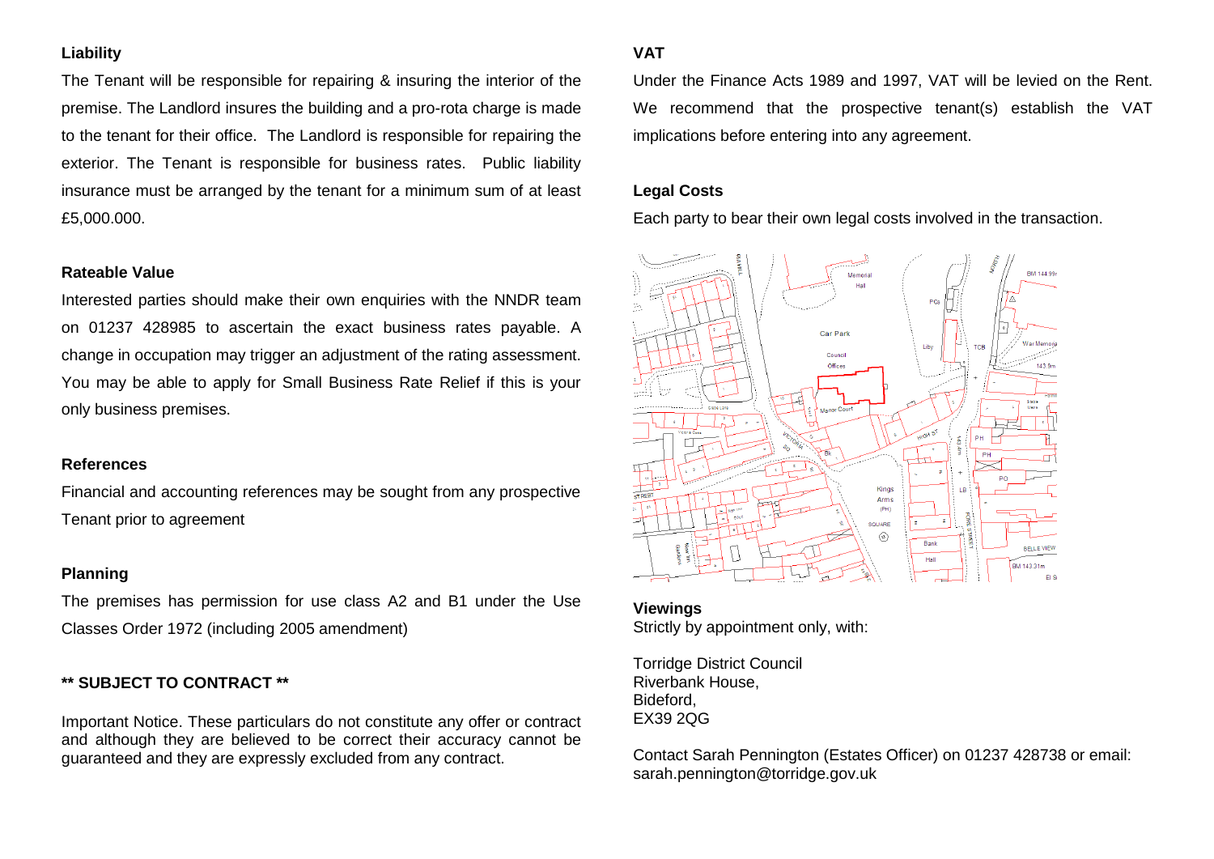## Liability

The Tenant will be responsible for repairing & insuring the interior of the premise. The Landlord insures the building and a pro-rota charge is made to the tenant for their office. The Landlord is responsible for repairing the exterior. The Tenant is responsible for business rates. Public liability insurance must be arranged by the tenant for a minimum sum of at least £5,000.000.

## Rateable Value

Interested parties should make their own enquiries with the NNDR team on 01237 428985 to ascertain the exact business rates payable. A change in occupation may trigger an adjustment of the rating assessment. You may be able to apply for Small Business Rate Relief if this is your only business premises.

## References

Financial and accounting references may be sought from any prospective Tenant prior to agreement

## Planning

The premises has permission for use class A2 and B1 under the Use Classes Order 1972 (including 2005 amendment)

**\*\* SUBJECT TO CONTRACT \*\***

Important Notice. These particulars do not constitute any offer or contract and although they are believed to be correct their accuracy cannot be guaranteed and they are expressly excluded from any contract.

## VAT

Under the Finance Acts 1989 and 1997, VAT will be levied on the Rent. We recommend that the prospective tenant(s) establish the VAT implications before entering into any agreement.

## Legal Costs

Each party to bear their own legal costs involved in the transaction.

Memorial Hall
Car Park
Council Offices
Manor Court
Victoria Sq
High St
Kings Arms (PH)
Square
Bank
Hall
Fore Street
Belle View
PCs
Liby
TCB
War Memorial
PH
PO
LB
BM 144.99m
BM 143.31m

## Viewings

Strictly by appointment only, with:

Torridge District Council
Riverbank House,
Bideford,
EX39 2QG

Contact Sarah Pennington (Estates Officer) on 01237 428738 or email: sarah.pennington@torridge.gov.uk